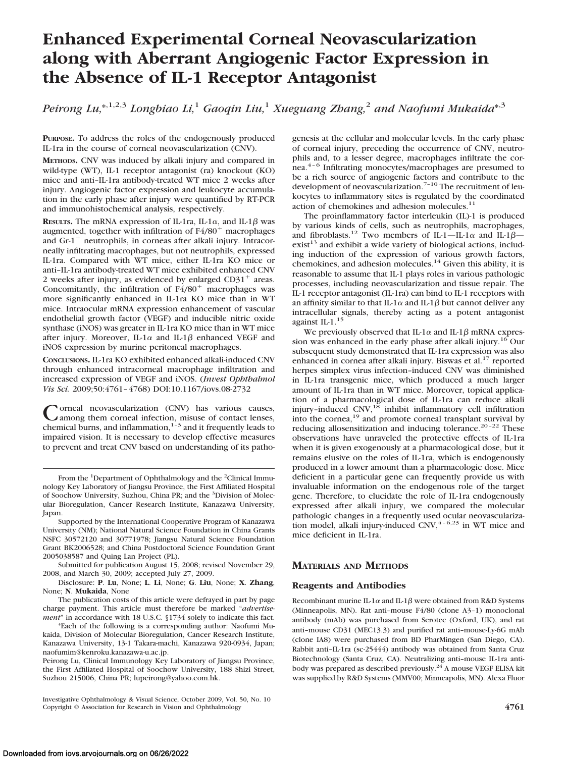# Enhanced Experimental Corneal Neovascularization along with Aberrant Angiogenic Factor Expression in the Absence of IL-1 Receptor Antagonist

*Peirong Lu,*[*,1,2,3] *Longbiao Li,*[1] *Gaoqin Liu,*[1] *Xueguang Zhang,*[2] *and Naofumi Mukaida*[*,3]

**PURPOSE.** To address the roles of the endogenously produced IL-1ra in the course of corneal neovascularization (CNV).

**METHODS.** CNV was induced by alkali injury and compared in wild-type (WT), IL-1 receptor antagonist (ra) knockout (KO) mice and anti–IL-1ra antibody-treated WT mice 2 weeks after injury. Angiogenic factor expression and leukocyte accumulation in the early phase after injury were quantified by RT-PCR and immunohistochemical analysis, respectively.

**RESULTS.** The mRNA expression of IL-1ra, IL-1$\alpha$, and IL-1$\beta$ was augmented, together with infiltration of F4/80$^+$ macrophages and Gr-1$^+$ neutrophils, in corneas after alkali injury. Intracorneally infiltrating macrophages, but not neutrophils, expressed IL-1ra. Compared with WT mice, either IL-1ra KO mice or anti–IL-1ra antibody-treated WT mice exhibited enhanced CNV 2 weeks after injury, as evidenced by enlarged CD31$^+$ areas. Concomitantly, the infiltration of F4/80$^+$ macrophages was more significantly enhanced in IL-1ra KO mice than in WT mice. Intraocular mRNA expression enhancement of vascular endothelial growth factor (VEGF) and inducible nitric oxide synthase (iNOS) was greater in IL-1ra KO mice than in WT mice after injury. Moreover, IL-1$\alpha$ and IL-1$\beta$ enhanced VEGF and iNOS expression by murine peritoneal macrophages.

**CONCLUSIONS.** IL-1ra KO exhibited enhanced alkali-induced CNV through enhanced intracorneal macrophage infiltration and increased expression of VEGF and iNOS. (*Invest Ophthalmol Vis Sci.* 2009;50:4761–4768) DOI:10.1167/iovs.08-2732

Corneal neovascularization (CNV) has various causes, among them corneal infection, misuse of contact lenses, chemical burns, and inflammation,[1–3] and it frequently leads to impaired vision. It is necessary to develop effective measures to prevent and treat CNV based on understanding of its pathogenesis at the cellular and molecular levels. In the early phase of corneal injury, preceding the occurrence of CNV, neutrophils and, to a lesser degree, macrophages infiltrate the cornea.[4–6] Infiltrating monocytes/macrophages are presumed to be a rich source of angiogenic factors and contribute to the development of neovascularization.[7–10] The recruitment of leukocytes to inflammatory sites is regulated by the coordinated action of chemokines and adhesion molecules.[11]

The proinflammatory factor interleukin (IL)-1 is produced by various kinds of cells, such as neutrophils, macrophages, and fibroblasts.[12] Two members of IL-1—IL-1$\alpha$ and IL-1$\beta$—exist[13] and exhibit a wide variety of biological actions, including induction of the expression of various growth factors, chemokines, and adhesion molecules.[14] Given this ability, it is reasonable to assume that IL-1 plays roles in various pathologic processes, including neovascularization and tissue repair. The IL-1 receptor antagonist (IL-1ra) can bind to IL-1 receptors with an affinity similar to that IL-1$\alpha$ and IL-1$\beta$ but cannot deliver any intracellular signals, thereby acting as a potent antagonist against IL-1.[15]

We previously observed that IL-1$\alpha$ and IL-1$\beta$ mRNA expression was enhanced in the early phase after alkali injury.[16] Our subsequent study demonstrated that IL-1ra expression was also enhanced in cornea after alkali injury. Biswas et al.[17] reported herpes simplex virus infection–induced CNV was diminished in IL-1ra transgenic mice, which produced a much larger amount of IL-1ra than in WT mice. Moreover, topical application of a pharmacological dose of IL-1ra can reduce alkali injury–induced CNV,[18] inhibit inflammatory cell infiltration into the cornea,[19] and promote corneal transplant survival by reducing allosensitization and inducing tolerance.[20–22] These observations have unraveled the protective effects of IL-1ra when it is given exogenously at a pharmacological dose, but it remains elusive on the roles of IL-1ra, which is endogenously produced in a lower amount than a pharmacologic dose. Mice deficient in a particular gene can frequently provide us with invaluable information on the endogenous role of the target gene. Therefore, to elucidate the role of IL-1ra endogenously expressed after alkali injury, we compared the molecular pathologic changes in a frequently used ocular neovascularization model, alkali injury-induced CNV,[4–6,23] in WT mice and mice deficient in IL-1ra.

## MATERIALS AND METHODS

### Reagents and Antibodies

Recombinant murine IL-1$\alpha$ and IL-1$\beta$ were obtained from R&D Systems (Minneapolis, MN). Rat anti–mouse F4/80 (clone A3–1) monoclonal antibody (mAb) was purchased from Serotec (Oxford, UK), and rat anti–mouse CD31 (MEC13.3) and purified rat anti–mouse-Ly-6G mAb (clone IA8) were purchased from BD PharMingen (San Diego, CA). Rabbit anti–IL-1ra (sc-25444) antibody was obtained from Santa Cruz Biotechnology (Santa Cruz, CA). Neutralizing anti–mouse IL-1ra antibody was prepared as described previously.[24] A mouse VEGF ELISA kit was supplied by R&D Systems (MMV00; Minneapolis, MN). Alexa Fluor

---

From the [1]Department of Ophthalmology and the [2]Clinical Immunology Key Laboratory of Jiangsu Province, the First Affiliated Hospital of Soochow University, Suzhou, China PR; and the [3]Division of Molecular Bioregulation, Cancer Research Institute, Kanazawa University, Japan.

Supported by the International Cooperative Program of Kanazawa University (NM); National Natural Science Foundation in China Grants NSFC 30572120 and 30771978; Jiangsu Natural Science Foundation Grant BK2006528; and China Postdoctoral Science Foundation Grant 2005038587 and Quing Lan Project (PL).

Submitted for publication August 15, 2008; revised November 29, 2008, and March 30, 2009; accepted July 27, 2009.

Disclosure: **P. Lu**, None; **L. Li**, None; **G. Liu**, None; **X. Zhang**, None; **N. Mukaida**, None

The publication costs of this article were defrayed in part by page charge payment. This article must therefore be marked "*advertisement*" in accordance with 18 U.S.C. §1734 solely to indicate this fact.

*Each of the following is a corresponding author: Naofumi Mukaida, Division of Molecular Bioregulation, Cancer Research Institute, Kanazawa University, 13-1 Takara-machi, Kanazawa 920-0934, Japan; naofumim@kenroku.kanazawa-u.ac.jp.

Peirong Lu, Clinical Immunology Key Laboratory of Jiangsu Province, the First Affiliated Hospital of Soochow University, 188 Shizi Street, Suzhou 215006, China PR; lupeirong@yahoo.com.hk.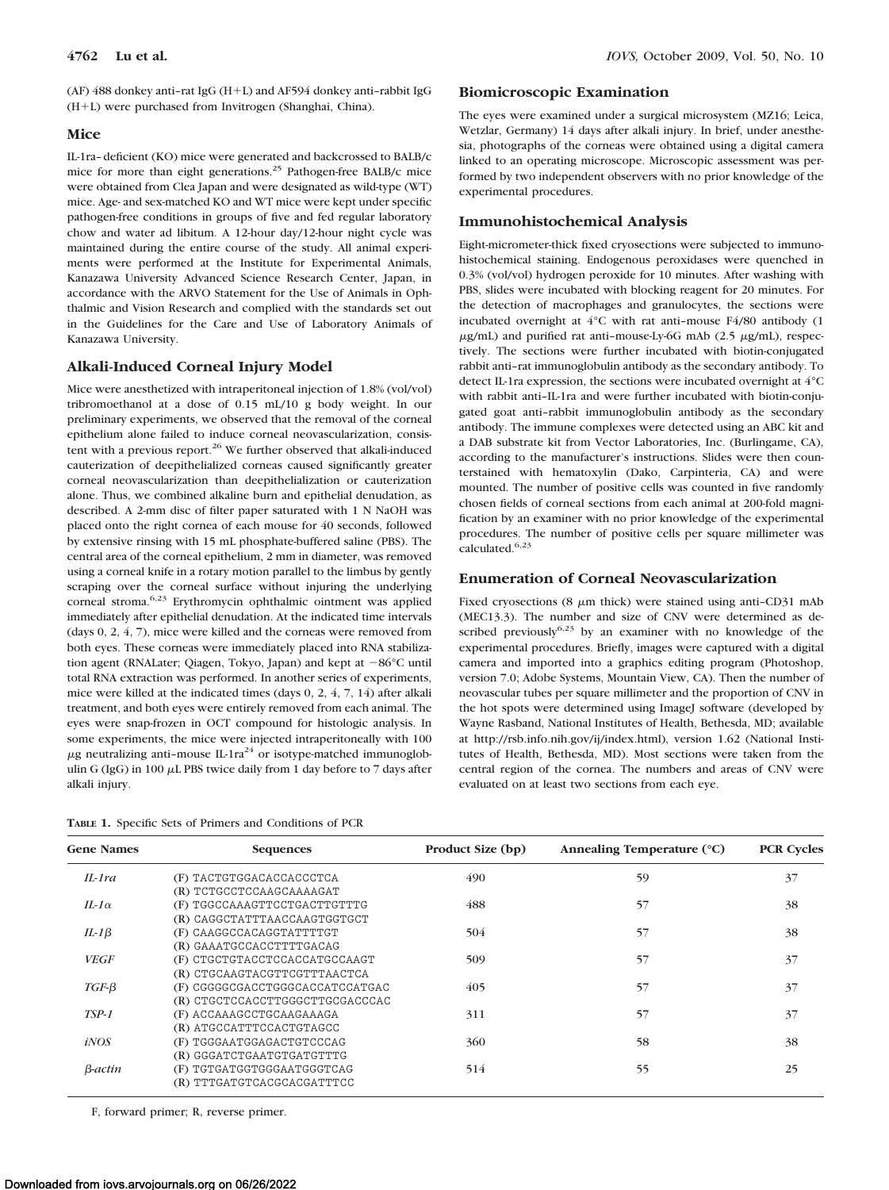(AF) 488 donkey anti–rat IgG (H+L) and AF594 donkey anti–rabbit IgG (H+L) were purchased from Invitrogen (Shanghai, China).

## Mice

IL-1ra–deficient (KO) mice were generated and backcrossed to BALB/c mice for more than eight generations.[25] Pathogen-free BALB/c mice were obtained from Clea Japan and were designated as wild-type (WT) mice. Age- and sex-matched KO and WT mice were kept under specific pathogen-free conditions in groups of five and fed regular laboratory chow and water ad libitum. A 12-hour day/12-hour night cycle was maintained during the entire course of the study. All animal experiments were performed at the Institute for Experimental Animals, Kanazawa University Advanced Science Research Center, Japan, in accordance with the ARVO Statement for the Use of Animals in Ophthalmic and Vision Research and complied with the standards set out in the Guidelines for the Care and Use of Laboratory Animals of Kanazawa University.

## Alkali-Induced Corneal Injury Model

Mice were anesthetized with intraperitoneal injection of 1.8% (vol/vol) tribromoethanol at a dose of 0.15 mL/10 g body weight. In our preliminary experiments, we observed that the removal of the corneal epithelium alone failed to induce corneal neovascularization, consistent with a previous report.[26] We further observed that alkali-induced cauterization of deepithelialized corneas caused significantly greater corneal neovascularization than deepithelialization or cauterization alone. Thus, we combined alkaline burn and epithelial denudation, as described. A 2-mm disc of filter paper saturated with 1 N NaOH was placed onto the right cornea of each mouse for 40 seconds, followed by extensive rinsing with 15 mL phosphate-buffered saline (PBS). The central area of the corneal epithelium, 2 mm in diameter, was removed using a corneal knife in a rotary motion parallel to the limbus by gently scraping over the corneal surface without injuring the underlying corneal stroma.[6,23] Erythromycin ophthalmic ointment was applied immediately after epithelial denudation. At the indicated time intervals (days 0, 2, 4, 7), mice were killed and the corneas were removed from both eyes. These corneas were immediately placed into RNA stabilization agent (RNALater; Qiagen, Tokyo, Japan) and kept at −86°C until total RNA extraction was performed. In another series of experiments, mice were killed at the indicated times (days 0, 2, 4, 7, 14) after alkali treatment, and both eyes were entirely removed from each animal. The eyes were snap-frozen in OCT compound for histologic analysis. In some experiments, the mice were injected intraperitoneally with 100 μg neutralizing anti–mouse IL-1ra[24] or isotype-matched immunoglobulin G (IgG) in 100 μL PBS twice daily from 1 day before to 7 days after alkali injury.

## Biomicroscopic Examination

The eyes were examined under a surgical microsystem (MZ16; Leica, Wetzlar, Germany) 14 days after alkali injury. In brief, under anesthesia, photographs of the corneas were obtained using a digital camera linked to an operating microscope. Microscopic assessment was performed by two independent observers with no prior knowledge of the experimental procedures.

## Immunohistochemical Analysis

Eight-micrometer-thick fixed cryosections were subjected to immunohistochemical staining. Endogenous peroxidases were quenched in 0.3% (vol/vol) hydrogen peroxide for 10 minutes. After washing with PBS, slides were incubated with blocking reagent for 20 minutes. For the detection of macrophages and granulocytes, the sections were incubated overnight at 4°C with rat anti–mouse F4/80 antibody (1 μg/mL) and purified rat anti–mouse-Ly-6G mAb (2.5 μg/mL), respectively. The sections were further incubated with biotin-conjugated rabbit anti–rat immunoglobulin antibody as the secondary antibody. To detect IL-1ra expression, the sections were incubated overnight at 4°C with rabbit anti–IL-1ra and were further incubated with biotin-conjugated goat anti–rabbit immunoglobulin antibody as the secondary antibody. The immune complexes were detected using an ABC kit and a DAB substrate kit from Vector Laboratories, Inc. (Burlingame, CA), according to the manufacturer's instructions. Slides were then counterstained with hematoxylin (Dako, Carpinteria, CA) and were mounted. The number of positive cells was counted in five randomly chosen fields of corneal sections from each animal at 200-fold magnification by an examiner with no prior knowledge of the experimental procedures. The number of positive cells per square millimeter was calculated.[6,23]

## Enumeration of Corneal Neovascularization

Fixed cryosections (8 μm thick) were stained using anti-CD31 mAb (MEC13.3). The number and size of CNV were determined as described previously[6,23] by an examiner with no knowledge of the experimental procedures. Briefly, images were captured with a digital camera and imported into a graphics editing program (Photoshop, version 7.0; Adobe Systems, Mountain View, CA). Then the number of neovascular tubes per square millimeter and the proportion of CNV in the hot spots were determined using ImageJ software (developed by Wayne Rasband, National Institutes of Health, Bethesda, MD; available at http://rsb.info.nih.gov/ij/index.html), version 1.62 (National Institutes of Health, Bethesda, MD). Most sections were taken from the central region of the cornea. The numbers and areas of CNV were evaluated on at least two sections from each eye.

**TABLE 1.** Specific Sets of Primers and Conditions of PCR

| Gene Names | Sequences | Product Size (bp) | Annealing Temperature (°C) | PCR Cycles |
|---|---|---|---|---|
| *IL-1ra* | (F) TACTGTGGACACCACCCTCA<br>(R) TCTGCCTCCAAGCAAAAGAT | 490 | 59 | 37 |
| *IL-1α* | (F) TGGCCAAAGTTCCTGACTTGTTTG<br>(R) CAGGCTATTTAACCAAGTGGTGCT | 488 | 57 | 38 |
| *IL-1β* | (F) CAAGGCCACAGGTATTTTGT<br>(R) GAAATGCCACCTTTTGACAG | 504 | 57 | 38 |
| *VEGF* | (F) CTGCTGTACCTCCACCATGCCAAGT<br>(R) CTGCAAGTACGTTCGTTTAACTCA | 509 | 57 | 37 |
| *TGF-β* | (F) CGGGGCGACCTGGGCACCATCCATGAC<br>(R) CTGCTCCACCTTGGGCTTGCGACCCAC | 405 | 57 | 37 |
| *TSP-1* | (F) ACCAAAGCCTGCAAGAAAGA<br>(R) ATGCCATTTCCACTGTAGCC | 311 | 57 | 37 |
| *iNOS* | (F) TGGGAATGGAGACTGTCCCAG<br>(R) GGGATCTGAATGTGATGTTTG | 360 | 58 | 38 |
| *β-actin* | (F) TGTGATGGTGGGAATGGGTCAG<br>(R) TTTGATGTCACGCACGATTTCC | 514 | 55 | 25 |

F, forward primer; R, reverse primer.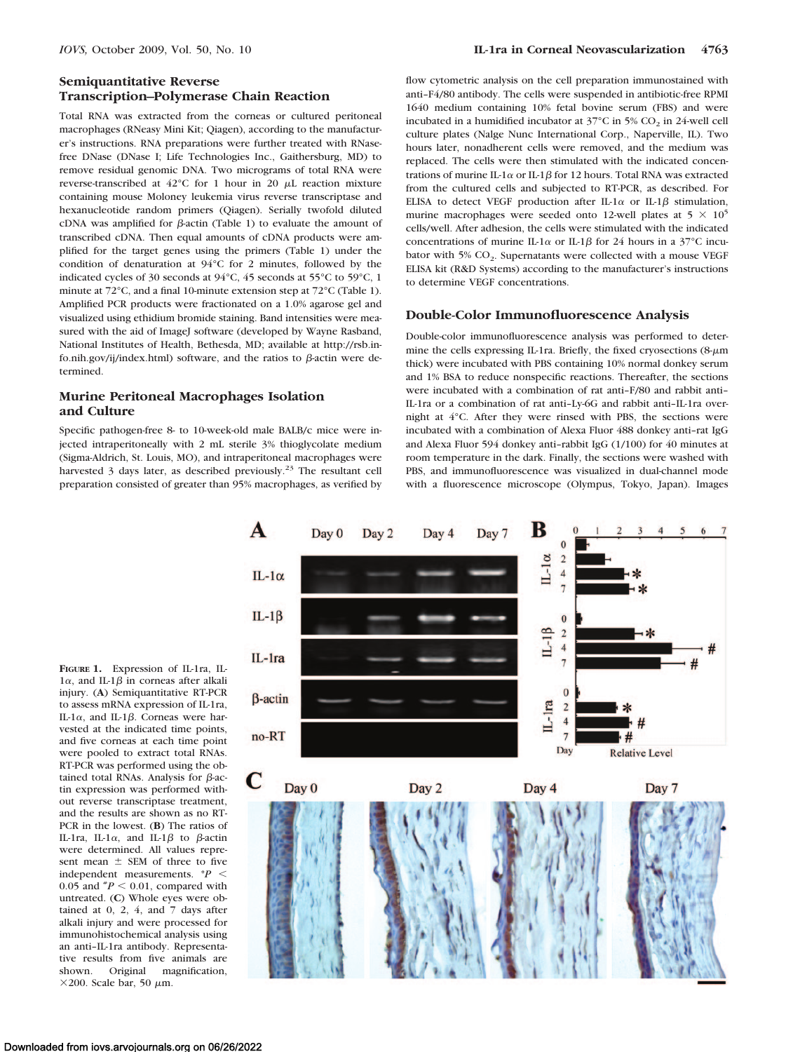### Semiquantitative Reverse Transcription–Polymerase Chain Reaction

Total RNA was extracted from the corneas or cultured peritoneal macrophages (RNeasy Mini Kit; Qiagen), according to the manufacturer's instructions. RNA preparations were further treated with RNase-free DNase (DNase I; Life Technologies Inc., Gaithersburg, MD) to remove residual genomic DNA. Two micrograms of total RNA were reverse-transcribed at 42°C for 1 hour in 20 $\mu$L reaction mixture containing mouse Moloney leukemia virus reverse transcriptase and hexanucleotide random primers (Qiagen). Serially twofold diluted cDNA was amplified for $\beta$-actin (Table 1) to evaluate the amount of transcribed cDNA. Then equal amounts of cDNA products were amplified for the target genes using the primers (Table 1) under the condition of denaturation at 94°C for 2 minutes, followed by the indicated cycles of 30 seconds at 94°C, 45 seconds at 55°C to 59°C, 1 minute at 72°C, and a final 10-minute extension step at 72°C (Table 1). Amplified PCR products were fractionated on a 1.0% agarose gel and visualized using ethidium bromide staining. Band intensities were measured with the aid of ImageJ software (developed by Wayne Rasband, National Institutes of Health, Bethesda, MD; available at http://rsb.info.nih.gov/ij/index.html) software, and the ratios to $\beta$-actin were determined.

### Murine Peritoneal Macrophages Isolation and Culture

Specific pathogen-free 8- to 10-week-old male BALB/c mice were injected intraperitoneally with 2 mL sterile 3% thioglycolate medium (Sigma-Aldrich, St. Louis, MO), and intraperitoneal macrophages were harvested 3 days later, as described previously.[23] The resultant cell preparation consisted of greater than 95% macrophages, as verified by flow cytometric analysis on the cell preparation immunostained with anti–F4/80 antibody. The cells were suspended in antibiotic-free RPMI 1640 medium containing 10% fetal bovine serum (FBS) and were incubated in a humidified incubator at 37°C in 5% $CO_2$ in 24-well cell culture plates (Nalge Nunc International Corp., Naperville, IL). Two hours later, nonadherent cells were removed, and the medium was replaced. The cells were then stimulated with the indicated concentrations of murine IL-1$\alpha$ or IL-1$\beta$ for 12 hours. Total RNA was extracted from the cultured cells and subjected to RT-PCR, as described. For ELISA to detect VEGF production after IL-1$\alpha$ or IL-1$\beta$ stimulation, murine macrophages were seeded onto 12-well plates at $5 \times 10^5$ cells/well. After adhesion, the cells were stimulated with the indicated concentrations of murine IL-1$\alpha$ or IL-1$\beta$ for 24 hours in a 37°C incubator with 5% $CO_2$. Supernatants were collected with a mouse VEGF ELISA kit (R&D Systems) according to the manufacturer's instructions to determine VEGF concentrations.

### Double-Color Immunofluorescence Analysis

Double-color immunofluorescence analysis was performed to determine the cells expressing IL-1ra. Briefly, the fixed cryosections (8-$\mu$m thick) were incubated with PBS containing 10% normal donkey serum and 1% BSA to reduce nonspecific reactions. Thereafter, the sections were incubated with a combination of rat anti–F/80 and rabbit anti–IL-1ra or a combination of rat anti–Ly-6G and rabbit anti–IL-1ra overnight at 4°C. After they were rinsed with PBS, the sections were incubated with a combination of Alexa Fluor 488 donkey anti–rat IgG and Alexa Fluor 594 donkey anti–rabbit IgG (1/100) for 40 minutes at room temperature in the dark. Finally, the sections were washed with PBS, and immunofluorescence was visualized in dual-channel mode with a fluorescence microscope (Olympus, Tokyo, Japan). Images

**Figure 1.** Expression of IL-1ra, IL-1$\alpha$, and IL-1$\beta$ in corneas after alkali injury. (**A**) Semiquantitative RT-PCR to assess mRNA expression of IL-1ra, IL-1$\alpha$, and IL-1$\beta$. Corneas were harvested at the indicated time points, and five corneas at each time point were pooled to extract total RNAs. RT-PCR was performed using the obtained total RNAs. Analysis for $\beta$-actin expression was performed without reverse transcriptase treatment, and the results are shown as no RT-PCR in the lowest. (**B**) The ratios of IL-1ra, IL-1$\alpha$, and IL-1$\beta$ to $\beta$-actin were determined. All values represent mean ± SEM of three to five independent measurements. *$P < 0.05$ and #$P < 0.01$, compared with untreated. (**C**) Whole eyes were obtained at 0, 2, 4, and 7 days after alkali injury and were processed for immunohistochemical analysis using an anti–IL-1ra antibody. Representative results from five animals are shown. Original magnification, ×200. Scale bar, 50 $\mu$m.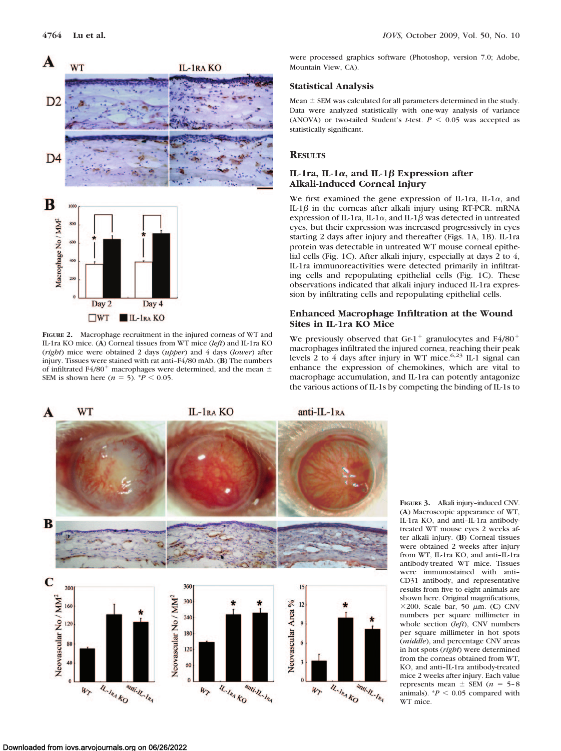were processed graphics software (Photoshop, version 7.0; Adobe, Mountain View, CA).

### Statistical Analysis

Mean ± SEM was calculated for all parameters determined in the study. Data were analyzed statistically with one-way analysis of variance (ANOVA) or two-tailed Student's *t*-test. $P < 0.05$ was accepted as statistically significant.

## Results

### IL-1ra, IL-1α, and IL-1β Expression after Alkali-Induced Corneal Injury

We first examined the gene expression of IL-1ra, IL-1α, and IL-1β in the corneas after alkali injury using RT-PCR. mRNA expression of IL-1ra, IL-1α, and IL-1β was detected in untreated eyes, but their expression was increased progressively in eyes starting 2 days after injury and thereafter (Figs. 1A, 1B). IL-1ra protein was detectable in untreated WT mouse corneal epithelial cells (Fig. 1C). After alkali injury, especially at days 2 to 4, IL-1ra immunoreactivities were detected primarily in infiltrating cells and repopulating epithelial cells (Fig. 1C). These observations indicated that alkali injury induced IL-1ra expression by infiltrating cells and repopulating epithelial cells.

### Enhanced Macrophage Infiltration at the Wound Sites in IL-1ra KO Mice

We previously observed that Gr-1$^+$ granulocytes and F4/80$^+$ macrophages infiltrated the injured cornea, reaching their peak levels 2 to 4 days after injury in WT mice.[6,23] IL-1 signal can enhance the expression of chemokines, which are vital to macrophage accumulation, and IL-1ra can potently antagonize the various actions of IL-1s by competing the binding of IL-1s to

**Figure 2.** Macrophage recruitment in the injured corneas of WT and IL-1ra KO mice. (**A**) Corneal tissues from WT mice (*left*) and IL-1ra KO (*right*) mice were obtained 2 days (*upper*) and 4 days (*lower*) after injury. Tissues were stained with rat anti–F4/80 mAb. (**B**) The numbers of infiltrated F4/80$^+$ macrophages were determined, and the mean ± SEM is shown here ($n = 5$). $^*P < 0.05$.

**Figure 3.** Alkali injury–induced CNV. (**A**) Macroscopic appearance of WT, IL-1ra KO, and anti–IL-1ra antibody-treated WT mouse eyes 2 weeks after alkali injury. (**B**) Corneal tissues were obtained 2 weeks after injury from WT, IL-1ra KO, and anti–IL-1ra antibody-treated WT mice. Tissues were immunostained with anti–CD31 antibody, and representative results from five to eight animals are shown here. Original magnifications, ×200. Scale bar, 50 μm. (**C**) CNV numbers per square millimeter in whole section (*left*), CNV numbers per square millimeter in hot spots (*middle*), and percentage CNV areas in hot spots (*right*) were determined from the corneas obtained from WT, KO, and anti–IL-1ra antibody-treated mice 2 weeks after injury. Each value represents mean ± SEM ($n = 5$–$8$ animals). $^*P < 0.05$ compared with WT mice.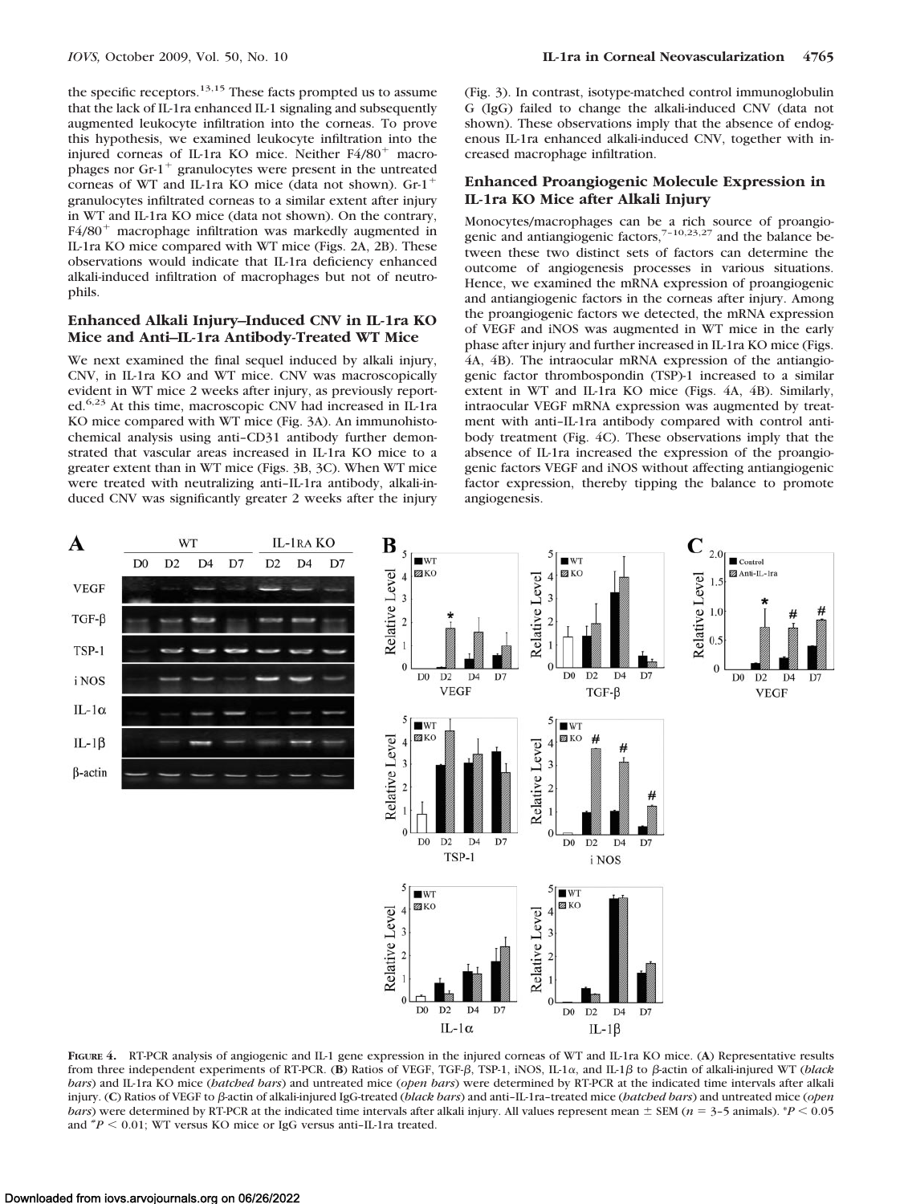the specific receptors.[13,15] These facts prompted us to assume that the lack of IL-1ra enhanced IL-1 signaling and subsequently augmented leukocyte infiltration into the corneas. To prove this hypothesis, we examined leukocyte infiltration into the injured corneas of IL-1ra KO mice. Neither F4/80$^+$ macrophages nor Gr-1$^+$ granulocytes were present in the untreated corneas of WT and IL-1ra KO mice (data not shown). Gr-1$^+$ granulocytes infiltrated corneas to a similar extent after injury in WT and IL-1ra KO mice (data not shown). On the contrary, F4/80$^+$ macrophage infiltration was markedly augmented in IL-1ra KO mice compared with WT mice (Figs. 2A, 2B). These observations would indicate that IL-1ra deficiency enhanced alkali-induced infiltration of macrophages but not of neutrophils.

### Enhanced Alkali Injury–Induced CNV in IL-1ra KO Mice and Anti–IL-1ra Antibody-Treated WT Mice

We next examined the final sequel induced by alkali injury, CNV, in IL-1ra KO and WT mice. CNV was macroscopically evident in WT mice 2 weeks after injury, as previously reported.[6,23] At this time, macroscopic CNV had increased in IL-1ra KO mice compared with WT mice (Fig. 3A). An immunohistochemical analysis using anti–CD31 antibody further demonstrated that vascular areas increased in IL-1ra KO mice to a greater extent than in WT mice (Figs. 3B, 3C). When WT mice were treated with neutralizing anti–IL-1ra antibody, alkali-induced CNV was significantly greater 2 weeks after the injury (Fig. 3). In contrast, isotype-matched control immunoglobulin G (IgG) failed to change the alkali-induced CNV (data not shown). These observations imply that the absence of endogenous IL-1ra enhanced alkali-induced CNV, together with increased macrophage infiltration.

### Enhanced Proangiogenic Molecule Expression in IL-1ra KO Mice after Alkali Injury

Monocytes/macrophages can be a rich source of proangiogenic and antiangiogenic factors,[7–10,23,27] and the balance between these two distinct sets of factors can determine the outcome of angiogenesis processes in various situations. Hence, we examined the mRNA expression of proangiogenic and antiangiogenic factors in the corneas after injury. Among the proangiogenic factors we detected, the mRNA expression of VEGF and iNOS was augmented in WT mice in the early phase after injury and further increased in IL-1ra KO mice (Figs. 4A, 4B). The intraocular mRNA expression of the antiangiogenic factor thrombospondin (TSP)-1 increased to a similar extent in WT and IL-1ra KO mice (Figs. 4A, 4B). Similarly, intraocular VEGF mRNA expression was augmented by treatment with anti–IL-1ra antibody compared with control antibody treatment (Fig. 4C). These observations imply that the absence of IL-1ra increased the expression of the proangiogenic factors VEGF and iNOS without affecting antiangiogenic factor expression, thereby tipping the balance to promote angiogenesis.

**FIGURE 4.** RT-PCR analysis of angiogenic and IL-1 gene expression in the injured corneas of WT and IL-1ra KO mice. (**A**) Representative results from three independent experiments of RT-PCR. (**B**) Ratios of VEGF, TGF-β, TSP-1, iNOS, IL-1α, and IL-1β to β-actin of alkali-injured WT (*black bars*) and IL-1ra KO mice (*hatched bars*) and untreated mice (*open bars*) were determined by RT-PCR at the indicated time intervals after alkali injury. (**C**) Ratios of VEGF to β-actin of alkali-injured IgG-treated (*black bars*) and anti–IL-1ra–treated mice (*hatched bars*) and untreated mice (*open bars*) were determined by RT-PCR at the indicated time intervals after alkali injury. All values represent mean ± SEM ($n = 3$–5 animals). \*$P < 0.05$ and #$P < 0.01$; WT versus KO mice or IgG versus anti–IL-1ra treated.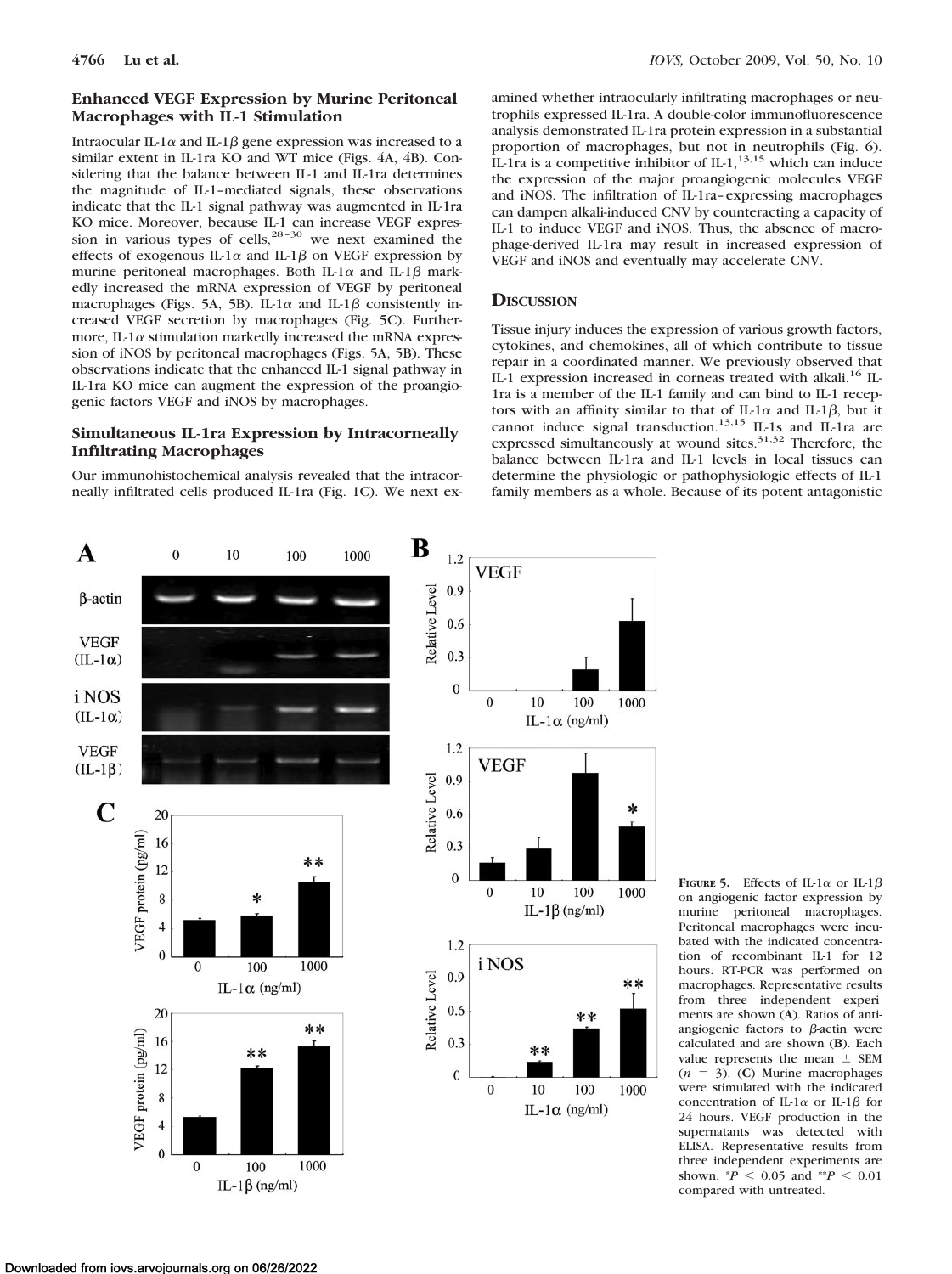### Enhanced VEGF Expression by Murine Peritoneal Macrophages with IL-1 Stimulation

Intraocular IL-1$\alpha$ and IL-1$\beta$ gene expression was increased to a similar extent in IL-1ra KO and WT mice (Figs. 4A, 4B). Considering that the balance between IL-1 and IL-1ra determines the magnitude of IL-1–mediated signals, these observations indicate that the IL-1 signal pathway was augmented in IL-1ra KO mice. Moreover, because IL-1 can increase VEGF expression in various types of cells,[28–30] we next examined the effects of exogenous IL-1$\alpha$ and IL-1$\beta$ on VEGF expression by murine peritoneal macrophages. Both IL-1$\alpha$ and IL-1$\beta$ markedly increased the mRNA expression of VEGF by peritoneal macrophages (Figs. 5A, 5B). IL-1$\alpha$ and IL-1$\beta$ consistently increased VEGF secretion by macrophages (Fig. 5C). Furthermore, IL-1$\alpha$ stimulation markedly increased the mRNA expression of iNOS by peritoneal macrophages (Figs. 5A, 5B). These observations indicate that the enhanced IL-1 signal pathway in IL-1ra KO mice can augment the expression of the proangiogenic factors VEGF and iNOS by macrophages.

### Simultaneous IL-1ra Expression by Intracorneally Infiltrating Macrophages

Our immunohistochemical analysis revealed that the intracorneally infiltrated cells produced IL-1ra (Fig. 1C). We next examined whether intraocularly infiltrating macrophages or neutrophils expressed IL-1ra. A double-color immunofluorescence analysis demonstrated IL-1ra protein expression in a substantial proportion of macrophages, but not in neutrophils (Fig. 6). IL-1ra is a competitive inhibitor of IL-1,[13,15] which can induce the expression of the major proangiogenic molecules VEGF and iNOS. The infiltration of IL-1ra–expressing macrophages can dampen alkali-induced CNV by counteracting a capacity of IL-1 to induce VEGF and iNOS. Thus, the absence of macrophage-derived IL-1ra may result in increased expression of VEGF and iNOS and eventually may accelerate CNV.

## Discussion

Tissue injury induces the expression of various growth factors, cytokines, and chemokines, all of which contribute to tissue repair in a coordinated manner. We previously observed that IL-1 expression increased in corneas treated with alkali.[16] IL-1ra is a member of the IL-1 family and can bind to IL-1 receptors with an affinity similar to that of IL-1$\alpha$ and IL-1$\beta$, but it cannot induce signal transduction.[13,15] IL-1s and IL-1ra are expressed simultaneously at wound sites.[31,32] Therefore, the balance between IL-1ra and IL-1 levels in local tissues can determine the physiologic or pathophysiologic effects of IL-1 family members as a whole. Because of its potent antagonistic

**Figure 5.** Effects of IL-1$\alpha$ or IL-1$\beta$ on angiogenic factor expression by murine peritoneal macrophages. Peritoneal macrophages were incubated with the indicated concentration of recombinant IL-1 for 12 hours. RT-PCR was performed on macrophages. Representative results from three independent experiments are shown (**A**). Ratios of antiangiogenic factors to $\beta$-actin were calculated and are shown (**B**). Each value represents the mean ± SEM ($n = 3$). (**C**) Murine macrophages were stimulated with the indicated concentration of IL-1$\alpha$ or IL-1$\beta$ for 24 hours. VEGF production in the supernatants was detected with ELISA. Representative results from three independent experiments are shown. $^{*}P < 0.05$ and $^{**}P < 0.01$ compared with untreated.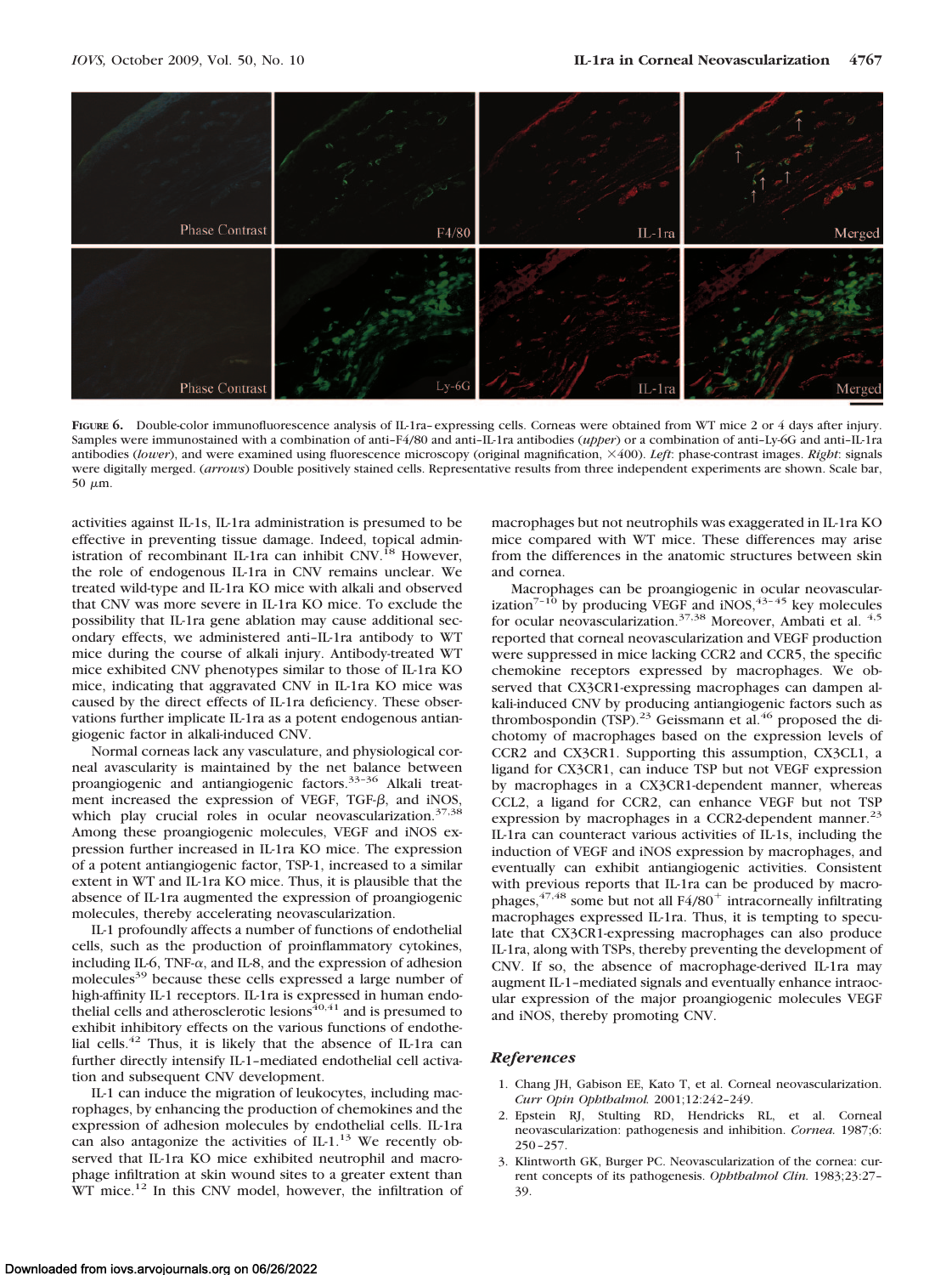**Figure 6.** Double-color immunofluorescence analysis of IL-1ra–expressing cells. Corneas were obtained from WT mice 2 or 4 days after injury. Samples were immunostained with a combination of anti–F4/80 and anti–IL-1ra antibodies (*upper*) or a combination of anti–Ly-6G and anti–IL-1ra antibodies (*lower*), and were examined using fluorescence microscopy (original magnification, ×400). *Left*: phase-contrast images. *Right*: signals were digitally merged. (*arrows*) Double positively stained cells. Representative results from three independent experiments are shown. Scale bar, 50 μm.

activities against IL-1s, IL-1ra administration is presumed to be effective in preventing tissue damage. Indeed, topical administration of recombinant IL-1ra can inhibit CNV.[18] However, the role of endogenous IL-1ra in CNV remains unclear. We treated wild-type and IL-1ra KO mice with alkali and observed that CNV was more severe in IL-1ra KO mice. To exclude the possibility that IL-1ra gene ablation may cause additional secondary effects, we administered anti–IL-1ra antibody to WT mice during the course of alkali injury. Antibody-treated WT mice exhibited CNV phenotypes similar to those of IL-1ra KO mice, indicating that aggravated CNV in IL-1ra KO mice was caused by the direct effects of IL-1ra deficiency. These observations further implicate IL-1ra as a potent endogenous antiangiogenic factor in alkali-induced CNV.

Normal corneas lack any vasculature, and physiological corneal avascularity is maintained by the net balance between proangiogenic and antiangiogenic factors.[33–36] Alkali treatment increased the expression of VEGF, TGF-β, and iNOS, which play crucial roles in ocular neovascularization.[37,38] Among these proangiogenic molecules, VEGF and iNOS expression further increased in IL-1ra KO mice. The expression of a potent antiangiogenic factor, TSP-1, increased to a similar extent in WT and IL-1ra KO mice. Thus, it is plausible that the absence of IL-1ra augmented the expression of proangiogenic molecules, thereby accelerating neovascularization.

IL-1 profoundly affects a number of functions of endothelial cells, such as the production of proinflammatory cytokines, including IL-6, TNF-α, and IL-8, and the expression of adhesion molecules[39] because these cells expressed a large number of high-affinity IL-1 receptors. IL-1ra is expressed in human endothelial cells and atherosclerotic lesions[40,41] and is presumed to exhibit inhibitory effects on the various functions of endothelial cells.[42] Thus, it is likely that the absence of IL-1ra can further directly intensify IL-1–mediated endothelial cell activation and subsequent CNV development.

IL-1 can induce the migration of leukocytes, including macrophages, by enhancing the production of chemokines and the expression of adhesion molecules by endothelial cells. IL-1ra can also antagonize the activities of IL-1.[13] We recently observed that IL-1ra KO mice exhibited neutrophil and macrophage infiltration at skin wound sites to a greater extent than WT mice.[12] In this CNV model, however, the infiltration of macrophages but not neutrophils was exaggerated in IL-1ra KO mice compared with WT mice. These differences may arise from the differences in the anatomic structures between skin and cornea.

Macrophages can be proangiogenic in ocular neovascularization[7–10] by producing VEGF and iNOS,[43–45] key molecules for ocular neovascularization.[37,38] Moreover, Ambati et al.[4,5] reported that corneal neovascularization and VEGF production were suppressed in mice lacking CCR2 and CCR5, the specific chemokine receptors expressed by macrophages. We observed that CX3CR1-expressing macrophages can dampen alkali-induced CNV by producing antiangiogenic factors such as thrombospondin (TSP).[23] Geissmann et al.[46] proposed the dichotomy of macrophages based on the expression levels of CCR2 and CX3CR1. Supporting this assumption, CX3CL1, a ligand for CX3CR1, can induce TSP but not VEGF expression by macrophages in a CX3CR1-dependent manner, whereas CCL2, a ligand for CCR2, can enhance VEGF but not TSP expression by macrophages in a CCR2-dependent manner.[23] IL-1ra can counteract various activities of IL-1s, including the induction of VEGF and iNOS expression by macrophages, and eventually can exhibit antiangiogenic activities. Consistent with previous reports that IL-1ra can be produced by macrophages,[47,48] some but not all F4/80$^+$ intracorneally infiltrating macrophages expressed IL-1ra. Thus, it is tempting to speculate that CX3CR1-expressing macrophages can also produce IL-1ra, along with TSPs, thereby preventing the development of CNV. If so, the absence of macrophage-derived IL-1ra may augment IL-1–mediated signals and eventually enhance intraocular expression of the major proangiogenic molecules VEGF and iNOS, thereby promoting CNV.

## References

1. Chang JH, Gabison EE, Kato T, et al. Corneal neovascularization. *Curr Opin Ophthalmol.* 2001;12:242–249.
2. Epstein RJ, Stulting RD, Hendricks RL, et al. Corneal neovascularization: pathogenesis and inhibition. *Cornea.* 1987;6: 250–257.
3. Klintworth GK, Burger PC. Neovascularization of the cornea: current concepts of its pathogenesis. *Ophthalmol Clin.* 1983;23:27–39.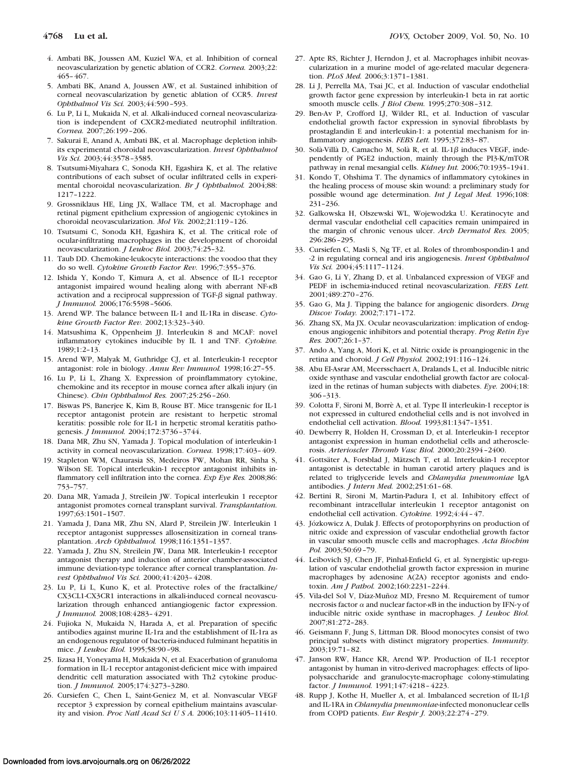4. Ambati BK, Joussen AM, Kuziel WA, et al. Inhibition of corneal neovascularization by genetic ablation of CCR2. *Cornea.* 2003;22: 465–467.
5. Ambati BK, Anand A, Joussen AW, et al. Sustained inhibition of corneal neovascularization by genetic ablation of CCR5. *Invest Ophthalmol Vis Sci.* 2003;44:590–593.
6. Lu P, Li L, Mukaida N, et al. Alkali-induced corneal neovascularization is independent of CXCR2-mediated neutrophil infiltration. *Cornea.* 2007;26:199–206.
7. Sakurai E, Anand A, Ambati BK, et al. Macrophage depletion inhibits experimental choroidal neovascularization. *Invest Ophthalmol Vis Sci.* 2003;44:3578–3585.
8. Tsutsumi-Miyahara C, Sonoda KH, Egashira K, et al. The relative contributions of each subset of ocular infiltrated cells in experimental choroidal neovascularization. *Br J Ophthalmol.* 2004;88: 1217–1222.
9. Grossniklaus HE, Ling JX, Wallace TM, et al. Macrophage and retinal pigment epithelium expression of angiogenic cytokines in choroidal neovascularization. *Mol Vis.* 2002;21:119–126.
10. Tsutsumi C, Sonoda KH, Egashira K, et al. The critical role of ocular-infiltrating macrophages in the development of choroidal neovascularization. *J Leukoc Biol.* 2003;74:25–32.
11. Taub DD. Chemokine-leukocyte interactions: the voodoo that they do so well. *Cytokine Growth Factor Rev.* 1996;7:355–376.
12. Ishida Y, Kondo T, Kimura A, et al. Absence of IL-1 receptor antagonist impaired wound healing along with aberrant NF-κB activation and a reciprocal suppression of TGF-β signal pathway. *J Immunol.* 2006;176:5598–5606.
13. Arend WP. The balance between IL-1 and IL-1Ra in disease. *Cytokine Growth Factor Rev.* 2002;13:323–340.
14. Matsushima K, Oppenheim JJ. Interleukin 8 and MCAF: novel inflammatory cytokines inducible by IL 1 and TNF. *Cytokine.* 1989;1:2–13.
15. Arend WP, Malyak M, Guthridge CJ, et al. Interleukin-1 receptor antagonist: role in biology. *Annu Rev Immunol.* 1998;16:27–55.
16. Lu P, Li L, Zhang X. Expression of proinflammatory cytokine, chemokine and its receptor in mouse cornea after alkali injury (in Chinese). *Chin Ophthalmol Res.* 2007;25:256–260.
17. Biswas PS, Banerjee K, Kim B, Rouse BT. Mice transgenic for IL-1 receptor antagonist protein are resistant to herpetic stromal keratitis: possible role for IL-1 in herpetic stromal keratitis pathogenesis. *J Immunol.* 2004;172:3736–3744.
18. Dana MR, Zhu SN, Yamada J. Topical modulation of interleukin-1 activity in corneal neovascularization. *Cornea.* 1998;17:403–409.
19. Stapleton WM, Chaurasia SS, Medeiros FW, Mohan RR, Sinha S, Wilson SE. Topical interleukin-1 receptor antagonist inhibits inflammatory cell infiltration into the cornea. *Exp Eye Res.* 2008;86: 753–757.
20. Dana MR, Yamada J, Streilein JW. Topical interleukin 1 receptor antagonist promotes corneal transplant survival. *Transplantation.* 1997;63:1501–1507.
21. Yamada J, Dana MR, Zhu SN, Alard P, Streilein JW. Interleukin 1 receptor antagonist suppresses allosensitization in corneal transplantation. *Arch Ophthalmol.* 1998;116:1351–1357.
22. Yamada J, Zhu SN, Streilein JW, Dana MR. Interleukin-1 receptor antagonist therapy and induction of anterior chamber-associated immune deviation-type tolerance after corneal transplantation. *Invest Ophthalmol Vis Sci.* 2000;41:4203–4208.
23. Lu P, Li L, Kuno K, et al. Protective roles of the fractalkine/CX3CL1-CX3CR1 interactions in alkali-induced corneal neovascularization through enhanced antiangiogenic factor expression. *J Immunol.* 2008;108:4283–4291.
24. Fujioka N, Mukaida N, Harada A, et al. Preparation of specific antibodies against murine IL-1ra and the establishment of IL-1ra as an endogenous regulator of bacteria-induced fulminant hepatitis in mice. *J Leukoc Biol.* 1995;58:90–98.
25. Iizasa H, Yoneyama H, Mukaida N, et al. Exacerbation of granuloma formation in IL-1 receptor antagonist-deficient mice with impaired dendritic cell maturation associated with Th2 cytokine production. *J Immunol.* 2005;174:3273–3280.
26. Cursiefen C, Chen L, Saint-Geniez M, et al. Nonvascular VEGF receptor 3 expression by corneal epithelium maintains avascularity and vision. *Proc Natl Acad Sci U S A.* 2006;103:11405–11410.
27. Apte RS, Richter J, Herndon J, et al. Macrophages inhibit neovascularization in a murine model of age-related macular degeneration. *PLoS Med.* 2006;3:1371–1381.
28. Li J, Perrella MA, Tsai JC, et al. Induction of vascular endothelial growth factor gene expression by interleukin-1 beta in rat aortic smooth muscle cells. *J Biol Chem.* 1995;270:308–312.
29. Ben-Av P, Crofford LJ, Wilder RL, et al. Induction of vascular endothelial growth factor expression in synovial fibroblasts by prostaglandin E and interleukin-1: a potential mechanism for inflammatory angiogenesis. *FEBS Lett.* 1995;372:83–87.
30. Solà-Villà D, Camacho M, Solà R, et al. IL-1β induces VEGF, independently of PGE2 induction, mainly through the PI3-K/mTOR pathway in renal mesangial cells. *Kidney Int.* 2006;70:1935–1941.
31. Kondo T, Ohshima T. The dynamics of inflammatory cytokines in the healing process of mouse skin wound: a preliminary study for possible wound age determination. *Int J Legal Med.* 1996;108: 231–236.
32. Galkowska H, Olszewski WL, Wojewodzka U. Keratinocyte and dermal vascular endothelial cell capacities remain unimpaired in the margin of chronic venous ulcer. *Arch Dermatol Res.* 2005; 296:286–295.
33. Cursiefen C, Masli S, Ng TF, et al. Roles of thrombospondin-1 and -2 in regulating corneal and iris angiogenesis. *Invest Ophthalmol Vis Sci.* 2004;45:1117–1124.
34. Gao G, Li Y, Zhang D, et al. Unbalanced expression of VEGF and PEDF in ischemia-induced retinal neovascularization. *FEBS Lett.* 2001;489:270–276.
35. Gao G, Ma J. Tipping the balance for angiogenic disorders. *Drug Discov Today.* 2002;7:171–172.
36. Zhang SX, Ma JX. Ocular neovascularization: implication of endogenous angiogenic inhibitors and potential therapy. *Prog Retin Eye Res.* 2007;26:1–37.
37. Ando A, Yang A, Mori K, et al. Nitric oxide is proangiogenic in the retina and choroid. *J Cell Physiol.* 2002;191:116–124.
38. Abu El-Asrar AM, Meersschaert A, Dralands L, et al. Inducible nitric oxide synthase and vascular endothelial growth factor are colocalized in the retinas of human subjects with diabetes. *Eye.* 2004;18: 306–313.
39. Colotta F, Sironi M, Borrè A, et al. Type II interleukin-1 receptor is not expressed in cultured endothelial cells and is not involved in endothelial cell activation. *Blood.* 1993;81:1347–1351.
40. Dewberry R, Holden H, Crossman D, et al. Interleukin-1 receptor antagonist expression in human endothelial cells and atherosclerosis. *Arterioscler Thromb Vasc Biol.* 2000;20:2394–2400.
41. Gottsäter A, Forsblad J, Mätzsch T, et al. Interleukin-1 receptor antagonist is detectable in human carotid artery plaques and is related to triglyceride levels and *Chlamydia pneumoniae* IgA antibodies. *J Intern Med.* 2002;251:61–68.
42. Bertini R, Sironi M, Martin-Padura I, et al. Inhibitory effect of recombinant intracellular interleukin 1 receptor antagonist on endothelial cell activation. *Cytokine.* 1992;4:44–47.
43. Józkowicz A, Dulak J. Effects of protoporphyrins on production of nitric oxide and expression of vascular endothelial growth factor in vascular smooth muscle cells and macrophages. *Acta Biochim Pol.* 2003;50:69–79.
44. Leibovich SJ, Chen JF, Pinhal-Enfield G, et al. Synergistic up-regulation of vascular endothelial growth factor expression in murine macrophages by adenosine A(2A) receptor agonists and endotoxin. *Am J Pathol.* 2002;160:2231–2244.
45. Vila-del Sol V, Díaz-Muñoz MD, Fresno M. Requirement of tumor necrosis factor α and nuclear factor-κB in the induction by IFN-γ of inducible nitric oxide synthase in macrophages. *J Leukoc Biol.* 2007;81:272–283.
46. Geismann F, Jung S, Littman DR. Blood monocytes consist of two principal subsets with distinct migratory properties. *Immunity.* 2003;19:71–82.
47. Janson RW, Hance KR, Arend WP. Production of IL-1 receptor antagonist by human in vitro-derived macrophages: effects of lipopolysaccharide and granulocyte-macrophage colony-stimulating factor. *J Immunol.* 1991;147:4218–4223.
48. Rupp J, Kothe H, Mueller A, et al. Imbalanced secretion of IL-1β and IL-1RA in *Chlamydia pneumoniae*-infected mononuclear cells from COPD patients. *Eur Respir J.* 2003;22:274–279.